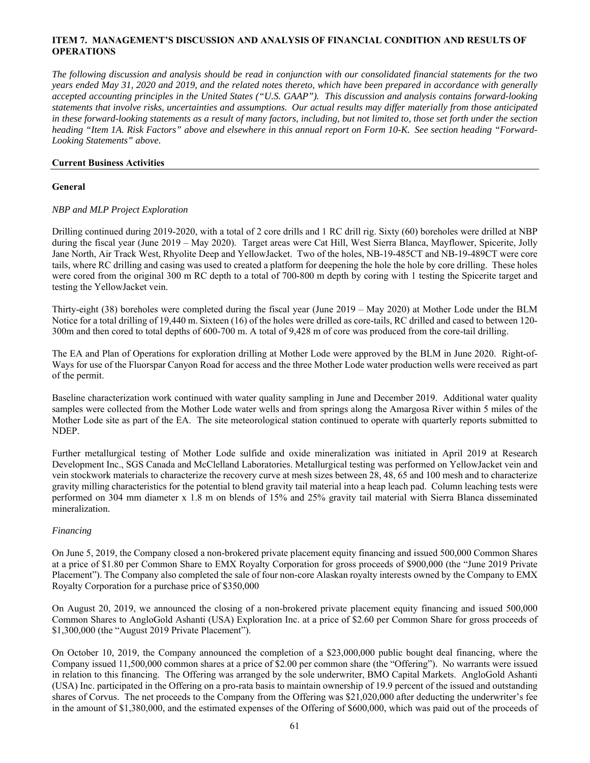## ITEM 7. MANAGEMENT'S DISCUSSION AND ANALYSIS OF FINANCIAL CONDITION AND RESULTS OF OPERATIONS

*The following discussion and analysis should be read in conjunction with our consolidated financial statements for the two years ended May 31, 2020 and 2019, and the related notes thereto, which have been prepared in accordance with generally accepted accounting principles in the United States ("U.S. GAAP"). This discussion and analysis contains forward-looking statements that involve risks, uncertainties and assumptions. Our actual results may differ materially from those anticipated in these forward-looking statements as a result of many factors, including, but not limited to, those set forth under the section heading "Item 1A. Risk Factors" above and elsewhere in this annual report on Form 10-K. See section heading "Forward-Looking Statements" above.*

### Current Business Activities

#### General

*NBP and MLP Project Exploration*

Drilling continued during 2019-2020, with a total of 2 core drills and 1 RC drill rig. Sixty (60) boreholes were drilled at NBP during the fiscal year (June 2019 – May 2020). Target areas were Cat Hill, West Sierra Blanca, Mayflower, Spicerite, Jolly Jane North, Air Track West, Rhyolite Deep and YellowJacket. Two of the holes, NB-19-485CT and NB-19-489CT were core tails, where RC drilling and casing was used to created a platform for deepening the hole the hole by core drilling. These holes were cored from the original 300 m RC depth to a total of 700-800 m depth by coring with 1 testing the Spicerite target and testing the YellowJacket vein.

Thirty-eight (38) boreholes were completed during the fiscal year (June 2019 – May 2020) at Mother Lode under the BLM Notice for a total drilling of 19,440 m. Sixteen (16) of the holes were drilled as core-tails, RC drilled and cased to between 120-300m and then cored to total depths of 600-700 m. A total of 9,428 m of core was produced from the core-tail drilling.

The EA and Plan of Operations for exploration drilling at Mother Lode were approved by the BLM in June 2020. Right-of-Ways for use of the Fluorspar Canyon Road for access and the three Mother Lode water production wells were received as part of the permit.

Baseline characterization work continued with water quality sampling in June and December 2019. Additional water quality samples were collected from the Mother Lode water wells and from springs along the Amargosa River within 5 miles of the Mother Lode site as part of the EA. The site meteorological station continued to operate with quarterly reports submitted to NDEP.

Further metallurgical testing of Mother Lode sulfide and oxide mineralization was initiated in April 2019 at Research Development Inc., SGS Canada and McClelland Laboratories. Metallurgical testing was performed on YellowJacket vein and vein stockwork materials to characterize the recovery curve at mesh sizes between 28, 48, 65 and 100 mesh and to characterize gravity milling characteristics for the potential to blend gravity tail material into a heap leach pad. Column leaching tests were performed on 304 mm diameter x 1.8 m on blends of 15% and 25% gravity tail material with Sierra Blanca disseminated mineralization.

*Financing*

On June 5, 2019, the Company closed a non-brokered private placement equity financing and issued 500,000 Common Shares at a price of $1.80 per Common Share to EMX Royalty Corporation for gross proceeds of $900,000 (the "June 2019 Private Placement"). The Company also completed the sale of four non-core Alaskan royalty interests owned by the Company to EMX Royalty Corporation for a purchase price of $350,000

On August 20, 2019, we announced the closing of a non-brokered private placement equity financing and issued 500,000 Common Shares to AngloGold Ashanti (USA) Exploration Inc. at a price of $2.60 per Common Share for gross proceeds of $1,300,000 (the "August 2019 Private Placement").

On October 10, 2019, the Company announced the completion of a $23,000,000 public bought deal financing, where the Company issued 11,500,000 common shares at a price of $2.00 per common share (the "Offering"). No warrants were issued in relation to this financing. The Offering was arranged by the sole underwriter, BMO Capital Markets. AngloGold Ashanti (USA) Inc. participated in the Offering on a pro-rata basis to maintain ownership of 19.9 percent of the issued and outstanding shares of Corvus. The net proceeds to the Company from the Offering was $21,020,000 after deducting the underwriter's fee in the amount of $1,380,000, and the estimated expenses of the Offering of $600,000, which was paid out of the proceeds of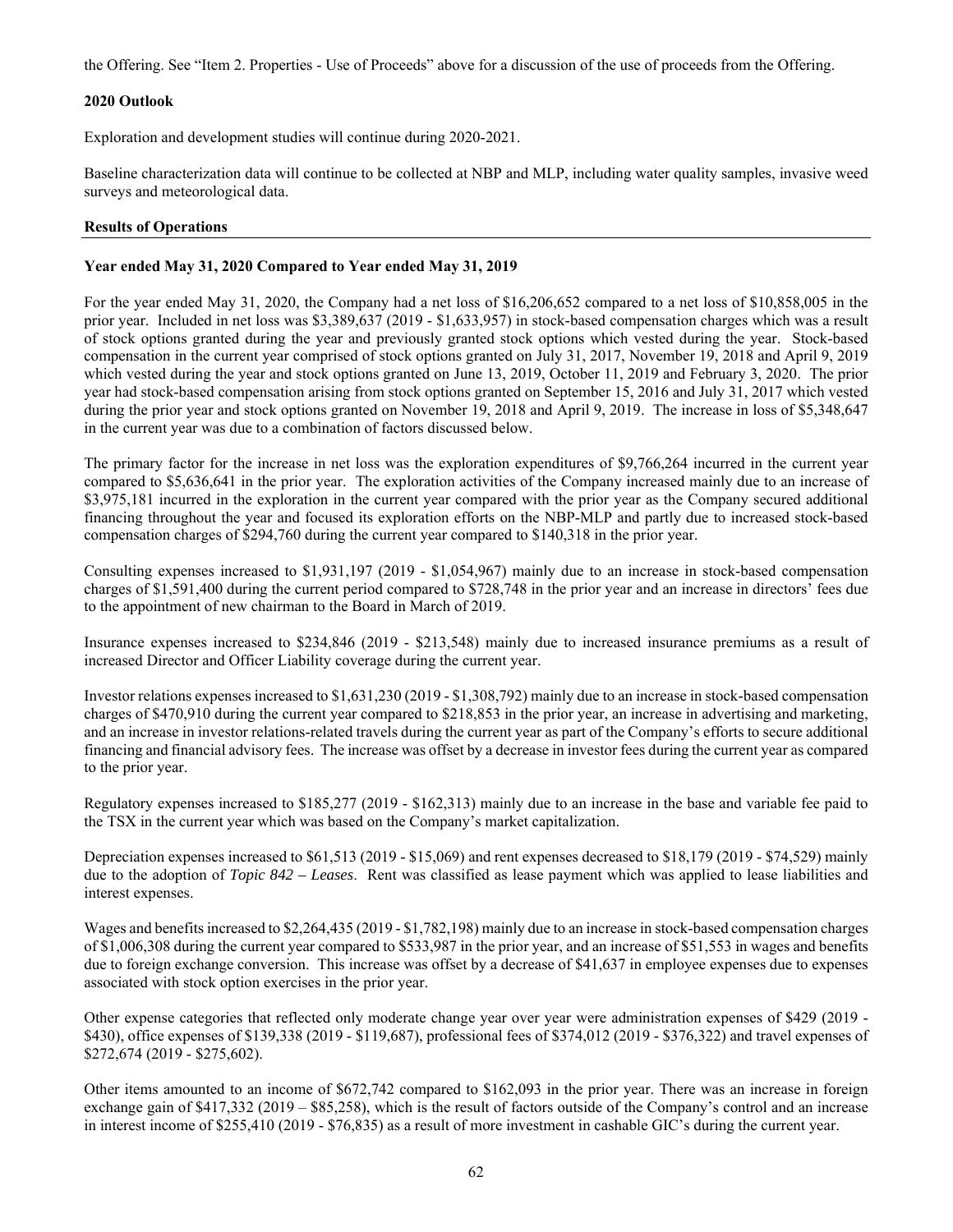the Offering. See "Item 2. Properties - Use of Proceeds" above for a discussion of the use of proceeds from the Offering.

**2020 Outlook**

Exploration and development studies will continue during 2020-2021.

Baseline characterization data will continue to be collected at NBP and MLP, including water quality samples, invasive weed surveys and meteorological data.

**Results of Operations**

**Year ended May 31, 2020 Compared to Year ended May 31, 2019**

For the year ended May 31, 2020, the Company had a net loss of $16,206,652 compared to a net loss of $10,858,005 in the prior year. Included in net loss was $3,389,637 (2019 - $1,633,957) in stock-based compensation charges which was a result of stock options granted during the year and previously granted stock options which vested during the year. Stock-based compensation in the current year comprised of stock options granted on July 31, 2017, November 19, 2018 and April 9, 2019 which vested during the year and stock options granted on June 13, 2019, October 11, 2019 and February 3, 2020. The prior year had stock-based compensation arising from stock options granted on September 15, 2016 and July 31, 2017 which vested during the prior year and stock options granted on November 19, 2018 and April 9, 2019. The increase in loss of $5,348,647 in the current year was due to a combination of factors discussed below.

The primary factor for the increase in net loss was the exploration expenditures of $9,766,264 incurred in the current year compared to $5,636,641 in the prior year. The exploration activities of the Company increased mainly due to an increase of $3,975,181 incurred in the exploration in the current year compared with the prior year as the Company secured additional financing throughout the year and focused its exploration efforts on the NBP-MLP and partly due to increased stock-based compensation charges of $294,760 during the current year compared to $140,318 in the prior year.

Consulting expenses increased to $1,931,197 (2019 - $1,054,967) mainly due to an increase in stock-based compensation charges of $1,591,400 during the current period compared to $728,748 in the prior year and an increase in directors' fees due to the appointment of new chairman to the Board in March of 2019.

Insurance expenses increased to $234,846 (2019 - $213,548) mainly due to increased insurance premiums as a result of increased Director and Officer Liability coverage during the current year.

Investor relations expenses increased to $1,631,230 (2019 - $1,308,792) mainly due to an increase in stock-based compensation charges of $470,910 during the current year compared to $218,853 in the prior year, an increase in advertising and marketing, and an increase in investor relations-related travels during the current year as part of the Company's efforts to secure additional financing and financial advisory fees. The increase was offset by a decrease in investor fees during the current year as compared to the prior year.

Regulatory expenses increased to $185,277 (2019 - $162,313) mainly due to an increase in the base and variable fee paid to the TSX in the current year which was based on the Company's market capitalization.

Depreciation expenses increased to $61,513 (2019 - $15,069) and rent expenses decreased to $18,179 (2019 - $74,529) mainly due to the adoption of *Topic 842 – Leases*. Rent was classified as lease payment which was applied to lease liabilities and interest expenses.

Wages and benefits increased to $2,264,435 (2019 - $1,782,198) mainly due to an increase in stock-based compensation charges of $1,006,308 during the current year compared to $533,987 in the prior year, and an increase of $51,553 in wages and benefits due to foreign exchange conversion. This increase was offset by a decrease of $41,637 in employee expenses due to expenses associated with stock option exercises in the prior year.

Other expense categories that reflected only moderate change year over year were administration expenses of $429 (2019 - $430), office expenses of $139,338 (2019 - $119,687), professional fees of $374,012 (2019 - $376,322) and travel expenses of $272,674 (2019 - $275,602).

Other items amounted to an income of $672,742 compared to $162,093 in the prior year. There was an increase in foreign exchange gain of $417,332 (2019 – $85,258), which is the result of factors outside of the Company's control and an increase in interest income of $255,410 (2019 - $76,835) as a result of more investment in cashable GIC's during the current year.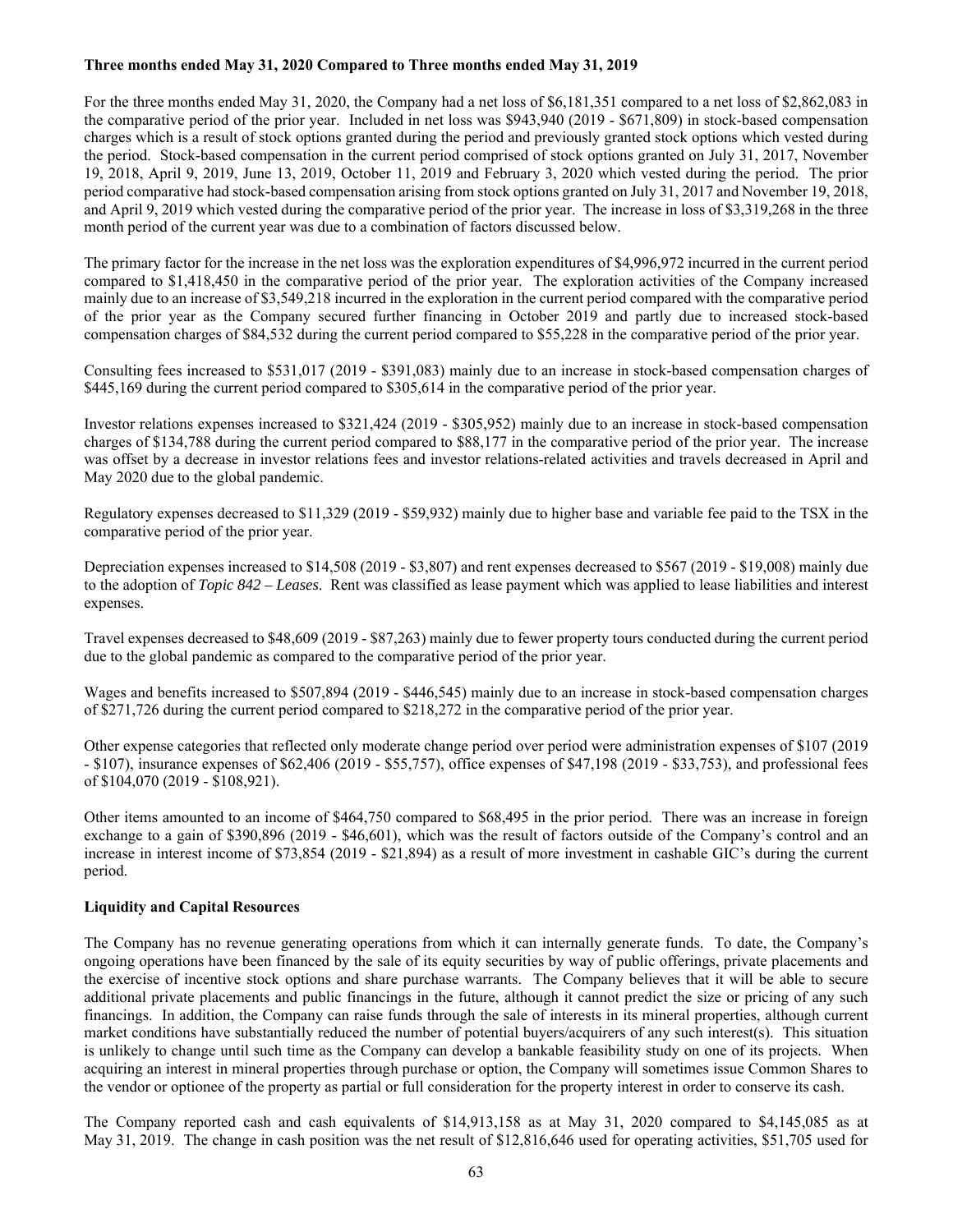**Three months ended May 31, 2020 Compared to Three months ended May 31, 2019**

For the three months ended May 31, 2020, the Company had a net loss of $6,181,351 compared to a net loss of $2,862,083 in the comparative period of the prior year. Included in net loss was $943,940 (2019 - $671,809) in stock-based compensation charges which is a result of stock options granted during the period and previously granted stock options which vested during the period. Stock-based compensation in the current period comprised of stock options granted on July 31, 2017, November 19, 2018, April 9, 2019, June 13, 2019, October 11, 2019 and February 3, 2020 which vested during the period. The prior period comparative had stock-based compensation arising from stock options granted on July 31, 2017 and November 19, 2018, and April 9, 2019 which vested during the comparative period of the prior year. The increase in loss of $3,319,268 in the three month period of the current year was due to a combination of factors discussed below.

The primary factor for the increase in the net loss was the exploration expenditures of $4,996,972 incurred in the current period compared to $1,418,450 in the comparative period of the prior year. The exploration activities of the Company increased mainly due to an increase of $3,549,218 incurred in the exploration in the current period compared with the comparative period of the prior year as the Company secured further financing in October 2019 and partly due to increased stock-based compensation charges of $84,532 during the current period compared to $55,228 in the comparative period of the prior year.

Consulting fees increased to $531,017 (2019 - $391,083) mainly due to an increase in stock-based compensation charges of $445,169 during the current period compared to $305,614 in the comparative period of the prior year.

Investor relations expenses increased to $321,424 (2019 - $305,952) mainly due to an increase in stock-based compensation charges of $134,788 during the current period compared to $88,177 in the comparative period of the prior year. The increase was offset by a decrease in investor relations fees and investor relations-related activities and travels decreased in April and May 2020 due to the global pandemic.

Regulatory expenses decreased to $11,329 (2019 - $59,932) mainly due to higher base and variable fee paid to the TSX in the comparative period of the prior year.

Depreciation expenses increased to $14,508 (2019 - $3,807) and rent expenses decreased to $567 (2019 - $19,008) mainly due to the adoption of *Topic 842 – Leases*. Rent was classified as lease payment which was applied to lease liabilities and interest expenses.

Travel expenses decreased to $48,609 (2019 - $87,263) mainly due to fewer property tours conducted during the current period due to the global pandemic as compared to the comparative period of the prior year.

Wages and benefits increased to $507,894 (2019 - $446,545) mainly due to an increase in stock-based compensation charges of $271,726 during the current period compared to $218,272 in the comparative period of the prior year.

Other expense categories that reflected only moderate change period over period were administration expenses of $107 (2019 - $107), insurance expenses of $62,406 (2019 - $55,757), office expenses of $47,198 (2019 - $33,753), and professional fees of $104,070 (2019 - $108,921).

Other items amounted to an income of $464,750 compared to $68,495 in the prior period. There was an increase in foreign exchange to a gain of $390,896 (2019 - $46,601), which was the result of factors outside of the Company's control and an increase in interest income of $73,854 (2019 - $21,894) as a result of more investment in cashable GIC's during the current period.

**Liquidity and Capital Resources**

The Company has no revenue generating operations from which it can internally generate funds. To date, the Company's ongoing operations have been financed by the sale of its equity securities by way of public offerings, private placements and the exercise of incentive stock options and share purchase warrants. The Company believes that it will be able to secure additional private placements and public financings in the future, although it cannot predict the size or pricing of any such financings. In addition, the Company can raise funds through the sale of interests in its mineral properties, although current market conditions have substantially reduced the number of potential buyers/acquirers of any such interest(s). This situation is unlikely to change until such time as the Company can develop a bankable feasibility study on one of its projects. When acquiring an interest in mineral properties through purchase or option, the Company will sometimes issue Common Shares to the vendor or optionee of the property as partial or full consideration for the property interest in order to conserve its cash.

The Company reported cash and cash equivalents of $14,913,158 as at May 31, 2020 compared to $4,145,085 as at May 31, 2019. The change in cash position was the net result of $12,816,646 used for operating activities, $51,705 used for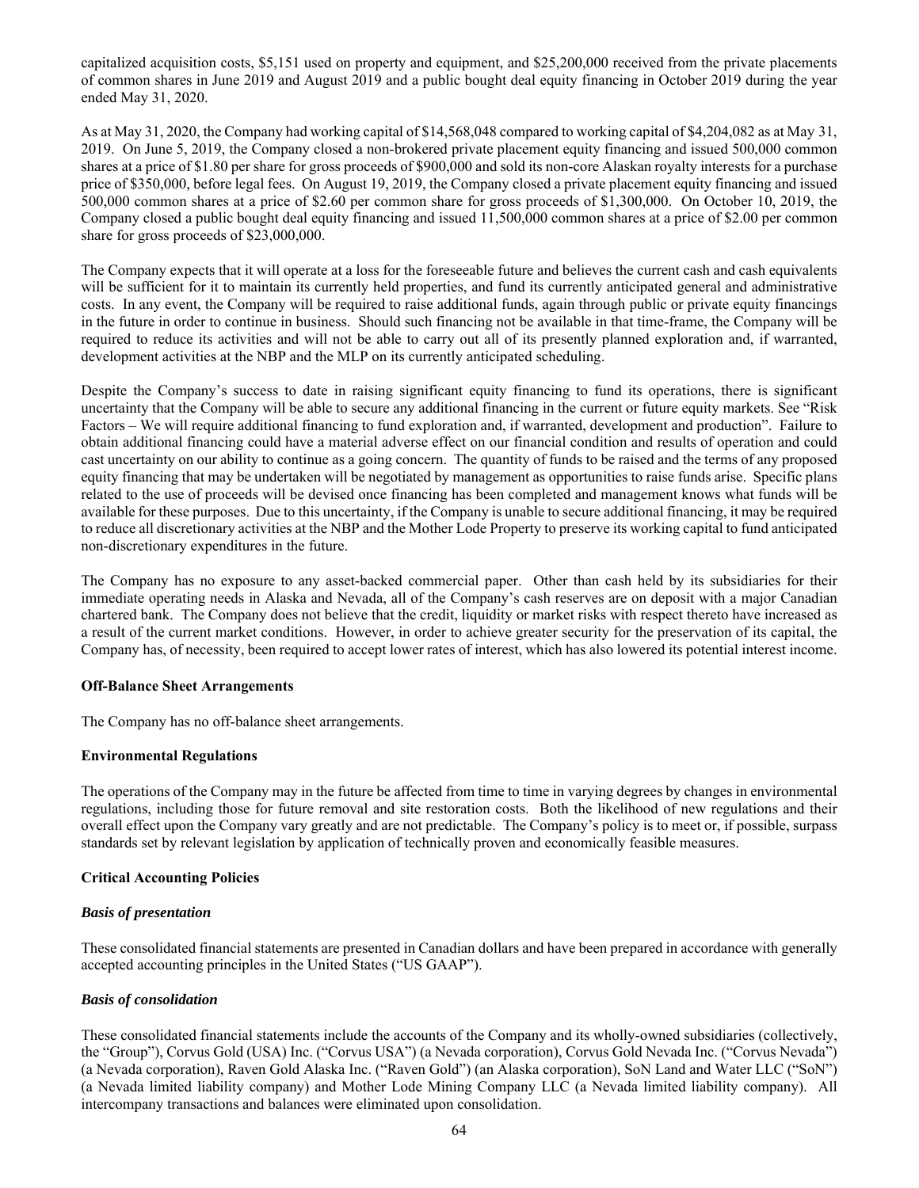capitalized acquisition costs, $5,151 used on property and equipment, and $25,200,000 received from the private placements of common shares in June 2019 and August 2019 and a public bought deal equity financing in October 2019 during the year ended May 31, 2020.

As at May 31, 2020, the Company had working capital of $14,568,048 compared to working capital of $4,204,082 as at May 31, 2019. On June 5, 2019, the Company closed a non-brokered private placement equity financing and issued 500,000 common shares at a price of $1.80 per share for gross proceeds of $900,000 and sold its non-core Alaskan royalty interests for a purchase price of $350,000, before legal fees. On August 19, 2019, the Company closed a private placement equity financing and issued 500,000 common shares at a price of $2.60 per common share for gross proceeds of $1,300,000. On October 10, 2019, the Company closed a public bought deal equity financing and issued 11,500,000 common shares at a price of $2.00 per common share for gross proceeds of $23,000,000.

The Company expects that it will operate at a loss for the foreseeable future and believes the current cash and cash equivalents will be sufficient for it to maintain its currently held properties, and fund its currently anticipated general and administrative costs. In any event, the Company will be required to raise additional funds, again through public or private equity financings in the future in order to continue in business. Should such financing not be available in that time-frame, the Company will be required to reduce its activities and will not be able to carry out all of its presently planned exploration and, if warranted, development activities at the NBP and the MLP on its currently anticipated scheduling.

Despite the Company's success to date in raising significant equity financing to fund its operations, there is significant uncertainty that the Company will be able to secure any additional financing in the current or future equity markets. See "Risk Factors – We will require additional financing to fund exploration and, if warranted, development and production". Failure to obtain additional financing could have a material adverse effect on our financial condition and results of operation and could cast uncertainty on our ability to continue as a going concern. The quantity of funds to be raised and the terms of any proposed equity financing that may be undertaken will be negotiated by management as opportunities to raise funds arise. Specific plans related to the use of proceeds will be devised once financing has been completed and management knows what funds will be available for these purposes. Due to this uncertainty, if the Company is unable to secure additional financing, it may be required to reduce all discretionary activities at the NBP and the Mother Lode Property to preserve its working capital to fund anticipated non-discretionary expenditures in the future.

The Company has no exposure to any asset-backed commercial paper. Other than cash held by its subsidiaries for their immediate operating needs in Alaska and Nevada, all of the Company's cash reserves are on deposit with a major Canadian chartered bank. The Company does not believe that the credit, liquidity or market risks with respect thereto have increased as a result of the current market conditions. However, in order to achieve greater security for the preservation of its capital, the Company has, of necessity, been required to accept lower rates of interest, which has also lowered its potential interest income.

**Off-Balance Sheet Arrangements**

The Company has no off-balance sheet arrangements.

**Environmental Regulations**

The operations of the Company may in the future be affected from time to time in varying degrees by changes in environmental regulations, including those for future removal and site restoration costs. Both the likelihood of new regulations and their overall effect upon the Company vary greatly and are not predictable. The Company's policy is to meet or, if possible, surpass standards set by relevant legislation by application of technically proven and economically feasible measures.

**Critical Accounting Policies**

***Basis of presentation***

These consolidated financial statements are presented in Canadian dollars and have been prepared in accordance with generally accepted accounting principles in the United States ("US GAAP").

***Basis of consolidation***

These consolidated financial statements include the accounts of the Company and its wholly-owned subsidiaries (collectively, the "Group"), Corvus Gold (USA) Inc. ("Corvus USA") (a Nevada corporation), Corvus Gold Nevada Inc. ("Corvus Nevada") (a Nevada corporation), Raven Gold Alaska Inc. ("Raven Gold") (an Alaska corporation), SoN Land and Water LLC ("SoN") (a Nevada limited liability company) and Mother Lode Mining Company LLC (a Nevada limited liability company). All intercompany transactions and balances were eliminated upon consolidation.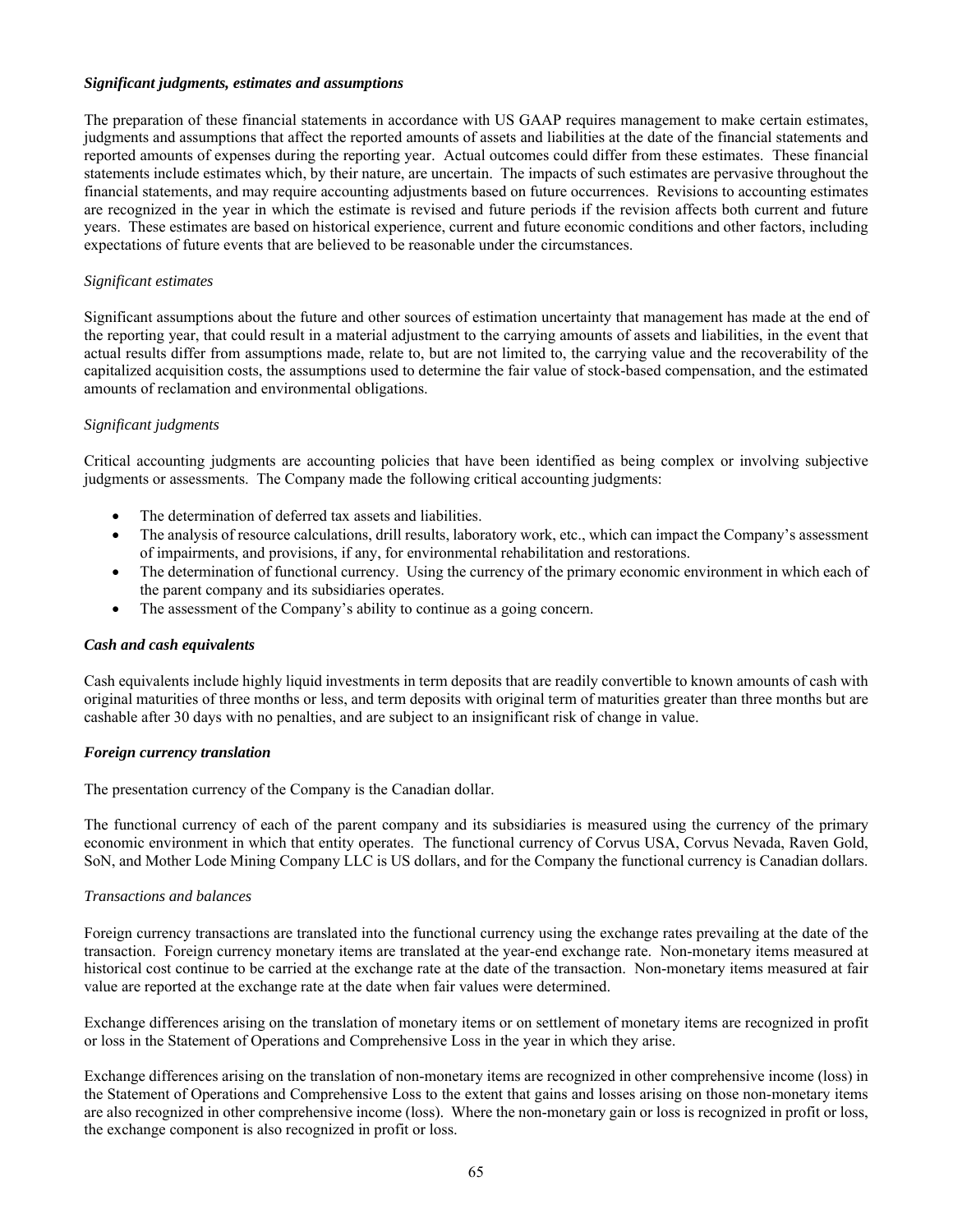***Significant judgments, estimates and assumptions***

The preparation of these financial statements in accordance with US GAAP requires management to make certain estimates, judgments and assumptions that affect the reported amounts of assets and liabilities at the date of the financial statements and reported amounts of expenses during the reporting year. Actual outcomes could differ from these estimates. These financial statements include estimates which, by their nature, are uncertain. The impacts of such estimates are pervasive throughout the financial statements, and may require accounting adjustments based on future occurrences. Revisions to accounting estimates are recognized in the year in which the estimate is revised and future periods if the revision affects both current and future years. These estimates are based on historical experience, current and future economic conditions and other factors, including expectations of future events that are believed to be reasonable under the circumstances.

*Significant estimates*

Significant assumptions about the future and other sources of estimation uncertainty that management has made at the end of the reporting year, that could result in a material adjustment to the carrying amounts of assets and liabilities, in the event that actual results differ from assumptions made, relate to, but are not limited to, the carrying value and the recoverability of the capitalized acquisition costs, the assumptions used to determine the fair value of stock-based compensation, and the estimated amounts of reclamation and environmental obligations.

*Significant judgments*

Critical accounting judgments are accounting policies that have been identified as being complex or involving subjective judgments or assessments. The Company made the following critical accounting judgments:

- The determination of deferred tax assets and liabilities.
- The analysis of resource calculations, drill results, laboratory work, etc., which can impact the Company's assessment of impairments, and provisions, if any, for environmental rehabilitation and restorations.
- The determination of functional currency. Using the currency of the primary economic environment in which each of the parent company and its subsidiaries operates.
- The assessment of the Company's ability to continue as a going concern.

***Cash and cash equivalents***

Cash equivalents include highly liquid investments in term deposits that are readily convertible to known amounts of cash with original maturities of three months or less, and term deposits with original term of maturities greater than three months but are cashable after 30 days with no penalties, and are subject to an insignificant risk of change in value.

***Foreign currency translation***

The presentation currency of the Company is the Canadian dollar.

The functional currency of each of the parent company and its subsidiaries is measured using the currency of the primary economic environment in which that entity operates. The functional currency of Corvus USA, Corvus Nevada, Raven Gold, SoN, and Mother Lode Mining Company LLC is US dollars, and for the Company the functional currency is Canadian dollars.

*Transactions and balances*

Foreign currency transactions are translated into the functional currency using the exchange rates prevailing at the date of the transaction. Foreign currency monetary items are translated at the year-end exchange rate. Non-monetary items measured at historical cost continue to be carried at the exchange rate at the date of the transaction. Non-monetary items measured at fair value are reported at the exchange rate at the date when fair values were determined.

Exchange differences arising on the translation of monetary items or on settlement of monetary items are recognized in profit or loss in the Statement of Operations and Comprehensive Loss in the year in which they arise.

Exchange differences arising on the translation of non-monetary items are recognized in other comprehensive income (loss) in the Statement of Operations and Comprehensive Loss to the extent that gains and losses arising on those non-monetary items are also recognized in other comprehensive income (loss). Where the non-monetary gain or loss is recognized in profit or loss, the exchange component is also recognized in profit or loss.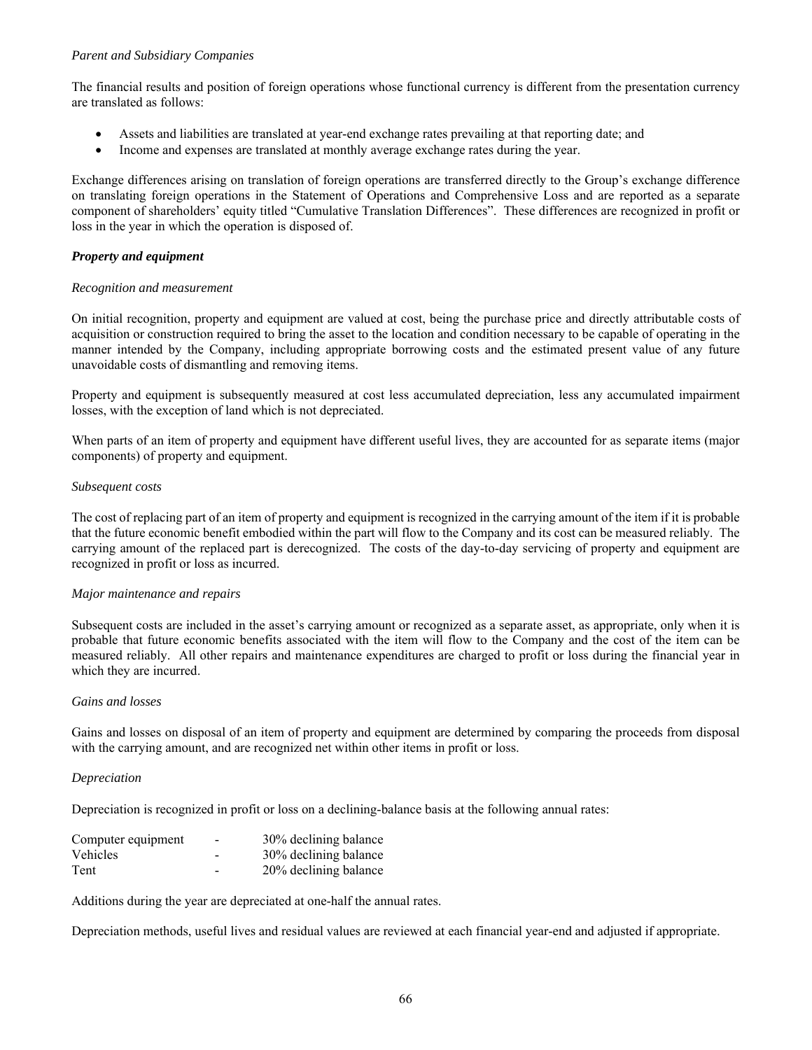*Parent and Subsidiary Companies*

The financial results and position of foreign operations whose functional currency is different from the presentation currency are translated as follows:

- Assets and liabilities are translated at year-end exchange rates prevailing at that reporting date; and
- Income and expenses are translated at monthly average exchange rates during the year.

Exchange differences arising on translation of foreign operations are transferred directly to the Group's exchange difference on translating foreign operations in the Statement of Operations and Comprehensive Loss and are reported as a separate component of shareholders' equity titled "Cumulative Translation Differences". These differences are recognized in profit or loss in the year in which the operation is disposed of.

***Property and equipment***

*Recognition and measurement*

On initial recognition, property and equipment are valued at cost, being the purchase price and directly attributable costs of acquisition or construction required to bring the asset to the location and condition necessary to be capable of operating in the manner intended by the Company, including appropriate borrowing costs and the estimated present value of any future unavoidable costs of dismantling and removing items.

Property and equipment is subsequently measured at cost less accumulated depreciation, less any accumulated impairment losses, with the exception of land which is not depreciated.

When parts of an item of property and equipment have different useful lives, they are accounted for as separate items (major components) of property and equipment.

*Subsequent costs*

The cost of replacing part of an item of property and equipment is recognized in the carrying amount of the item if it is probable that the future economic benefit embodied within the part will flow to the Company and its cost can be measured reliably. The carrying amount of the replaced part is derecognized. The costs of the day-to-day servicing of property and equipment are recognized in profit or loss as incurred.

*Major maintenance and repairs*

Subsequent costs are included in the asset's carrying amount or recognized as a separate asset, as appropriate, only when it is probable that future economic benefits associated with the item will flow to the Company and the cost of the item can be measured reliably. All other repairs and maintenance expenditures are charged to profit or loss during the financial year in which they are incurred.

*Gains and losses*

Gains and losses on disposal of an item of property and equipment are determined by comparing the proceeds from disposal with the carrying amount, and are recognized net within other items in profit or loss.

*Depreciation*

Depreciation is recognized in profit or loss on a declining-balance basis at the following annual rates:

| | | |
|---|---|---|
| Computer equipment | - | 30% declining balance |
| Vehicles | - | 30% declining balance |
| Tent | - | 20% declining balance |

Additions during the year are depreciated at one-half the annual rates.

Depreciation methods, useful lives and residual values are reviewed at each financial year-end and adjusted if appropriate.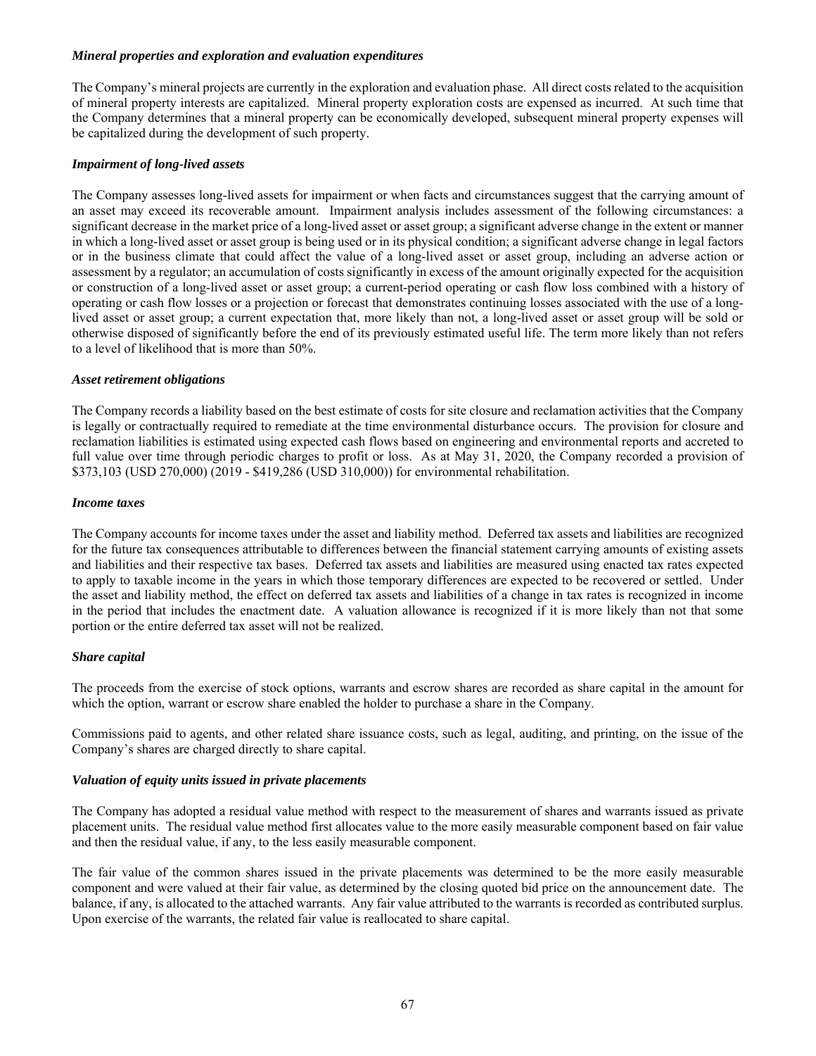***Mineral properties and exploration and evaluation expenditures***

The Company's mineral projects are currently in the exploration and evaluation phase. All direct costs related to the acquisition of mineral property interests are capitalized. Mineral property exploration costs are expensed as incurred. At such time that the Company determines that a mineral property can be economically developed, subsequent mineral property expenses will be capitalized during the development of such property.

***Impairment of long-lived assets***

The Company assesses long-lived assets for impairment or when facts and circumstances suggest that the carrying amount of an asset may exceed its recoverable amount. Impairment analysis includes assessment of the following circumstances: a significant decrease in the market price of a long-lived asset or asset group; a significant adverse change in the extent or manner in which a long-lived asset or asset group is being used or in its physical condition; a significant adverse change in legal factors or in the business climate that could affect the value of a long-lived asset or asset group, including an adverse action or assessment by a regulator; an accumulation of costs significantly in excess of the amount originally expected for the acquisition or construction of a long-lived asset or asset group; a current-period operating or cash flow loss combined with a history of operating or cash flow losses or a projection or forecast that demonstrates continuing losses associated with the use of a long-lived asset or asset group; a current expectation that, more likely than not, a long-lived asset or asset group will be sold or otherwise disposed of significantly before the end of its previously estimated useful life. The term more likely than not refers to a level of likelihood that is more than 50%.

***Asset retirement obligations***

The Company records a liability based on the best estimate of costs for site closure and reclamation activities that the Company is legally or contractually required to remediate at the time environmental disturbance occurs. The provision for closure and reclamation liabilities is estimated using expected cash flows based on engineering and environmental reports and accreted to full value over time through periodic charges to profit or loss. As at May 31, 2020, the Company recorded a provision of $373,103 (USD 270,000) (2019 - $419,286 (USD 310,000)) for environmental rehabilitation.

***Income taxes***

The Company accounts for income taxes under the asset and liability method. Deferred tax assets and liabilities are recognized for the future tax consequences attributable to differences between the financial statement carrying amounts of existing assets and liabilities and their respective tax bases. Deferred tax assets and liabilities are measured using enacted tax rates expected to apply to taxable income in the years in which those temporary differences are expected to be recovered or settled. Under the asset and liability method, the effect on deferred tax assets and liabilities of a change in tax rates is recognized in income in the period that includes the enactment date. A valuation allowance is recognized if it is more likely than not that some portion or the entire deferred tax asset will not be realized.

***Share capital***

The proceeds from the exercise of stock options, warrants and escrow shares are recorded as share capital in the amount for which the option, warrant or escrow share enabled the holder to purchase a share in the Company.

Commissions paid to agents, and other related share issuance costs, such as legal, auditing, and printing, on the issue of the Company's shares are charged directly to share capital.

***Valuation of equity units issued in private placements***

The Company has adopted a residual value method with respect to the measurement of shares and warrants issued as private placement units. The residual value method first allocates value to the more easily measurable component based on fair value and then the residual value, if any, to the less easily measurable component.

The fair value of the common shares issued in the private placements was determined to be the more easily measurable component and were valued at their fair value, as determined by the closing quoted bid price on the announcement date. The balance, if any, is allocated to the attached warrants. Any fair value attributed to the warrants is recorded as contributed surplus. Upon exercise of the warrants, the related fair value is reallocated to share capital.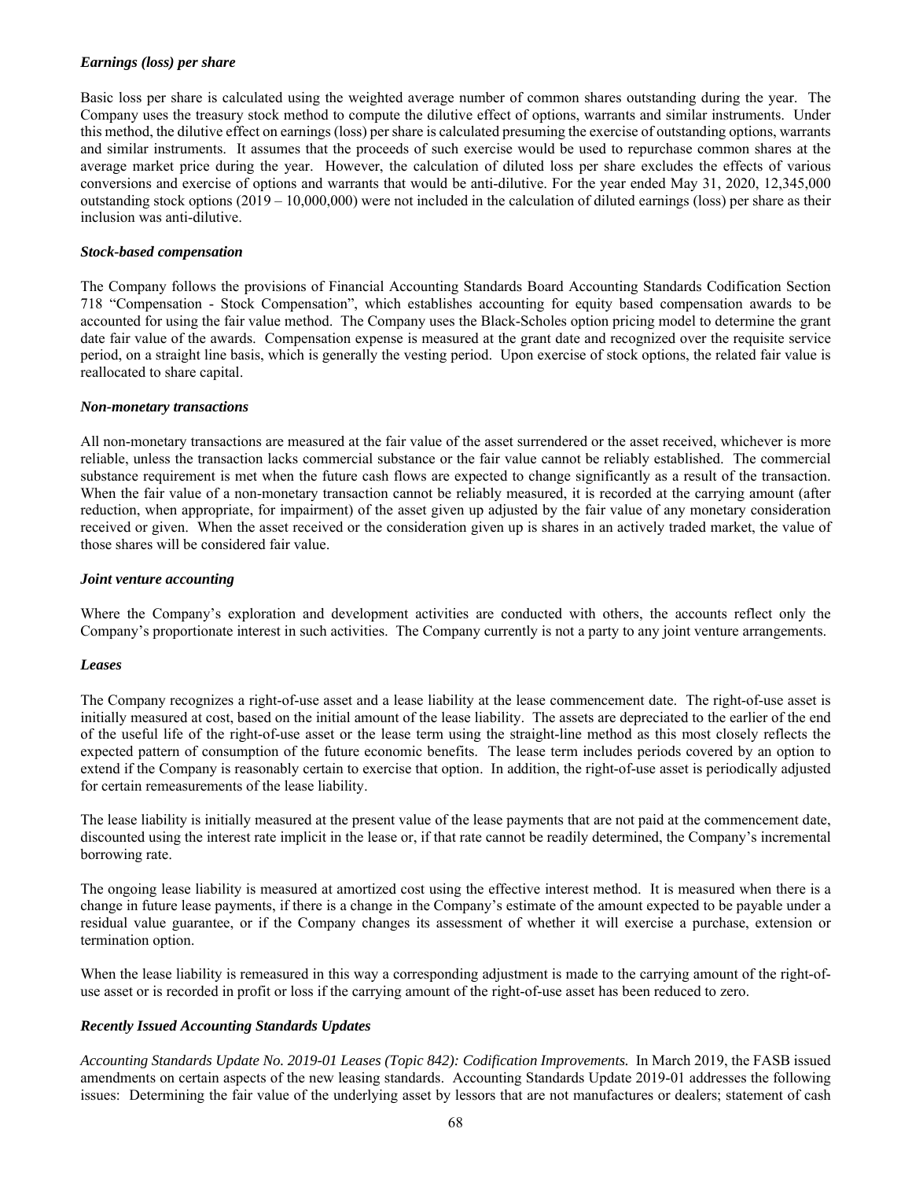***Earnings (loss) per share***

Basic loss per share is calculated using the weighted average number of common shares outstanding during the year. The Company uses the treasury stock method to compute the dilutive effect of options, warrants and similar instruments. Under this method, the dilutive effect on earnings (loss) per share is calculated presuming the exercise of outstanding options, warrants and similar instruments. It assumes that the proceeds of such exercise would be used to repurchase common shares at the average market price during the year. However, the calculation of diluted loss per share excludes the effects of various conversions and exercise of options and warrants that would be anti-dilutive. For the year ended May 31, 2020, 12,345,000 outstanding stock options (2019 – 10,000,000) were not included in the calculation of diluted earnings (loss) per share as their inclusion was anti-dilutive.

***Stock-based compensation***

The Company follows the provisions of Financial Accounting Standards Board Accounting Standards Codification Section 718 "Compensation - Stock Compensation", which establishes accounting for equity based compensation awards to be accounted for using the fair value method. The Company uses the Black-Scholes option pricing model to determine the grant date fair value of the awards. Compensation expense is measured at the grant date and recognized over the requisite service period, on a straight line basis, which is generally the vesting period. Upon exercise of stock options, the related fair value is reallocated to share capital.

***Non-monetary transactions***

All non-monetary transactions are measured at the fair value of the asset surrendered or the asset received, whichever is more reliable, unless the transaction lacks commercial substance or the fair value cannot be reliably established. The commercial substance requirement is met when the future cash flows are expected to change significantly as a result of the transaction. When the fair value of a non-monetary transaction cannot be reliably measured, it is recorded at the carrying amount (after reduction, when appropriate, for impairment) of the asset given up adjusted by the fair value of any monetary consideration received or given. When the asset received or the consideration given up is shares in an actively traded market, the value of those shares will be considered fair value.

***Joint venture accounting***

Where the Company's exploration and development activities are conducted with others, the accounts reflect only the Company's proportionate interest in such activities. The Company currently is not a party to any joint venture arrangements.

***Leases***

The Company recognizes a right-of-use asset and a lease liability at the lease commencement date. The right-of-use asset is initially measured at cost, based on the initial amount of the lease liability. The assets are depreciated to the earlier of the end of the useful life of the right-of-use asset or the lease term using the straight-line method as this most closely reflects the expected pattern of consumption of the future economic benefits. The lease term includes periods covered by an option to extend if the Company is reasonably certain to exercise that option. In addition, the right-of-use asset is periodically adjusted for certain remeasurements of the lease liability.

The lease liability is initially measured at the present value of the lease payments that are not paid at the commencement date, discounted using the interest rate implicit in the lease or, if that rate cannot be readily determined, the Company's incremental borrowing rate.

The ongoing lease liability is measured at amortized cost using the effective interest method. It is measured when there is a change in future lease payments, if there is a change in the Company's estimate of the amount expected to be payable under a residual value guarantee, or if the Company changes its assessment of whether it will exercise a purchase, extension or termination option.

When the lease liability is remeasured in this way a corresponding adjustment is made to the carrying amount of the right-of-use asset or is recorded in profit or loss if the carrying amount of the right-of-use asset has been reduced to zero.

***Recently Issued Accounting Standards Updates***

*Accounting Standards Update No. 2019-01 Leases (Topic 842): Codification Improvements.* In March 2019, the FASB issued amendments on certain aspects of the new leasing standards. Accounting Standards Update 2019-01 addresses the following issues: Determining the fair value of the underlying asset by lessors that are not manufactures or dealers; statement of cash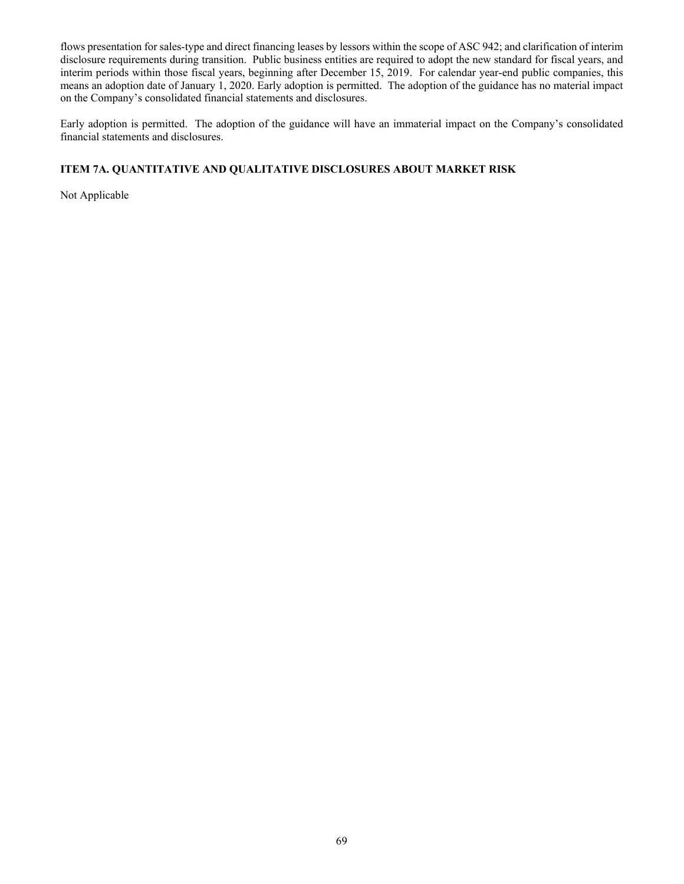flows presentation for sales-type and direct financing leases by lessors within the scope of ASC 942; and clarification of interim disclosure requirements during transition. Public business entities are required to adopt the new standard for fiscal years, and interim periods within those fiscal years, beginning after December 15, 2019. For calendar year-end public companies, this means an adoption date of January 1, 2020. Early adoption is permitted. The adoption of the guidance has no material impact on the Company's consolidated financial statements and disclosures.

Early adoption is permitted. The adoption of the guidance will have an immaterial impact on the Company's consolidated financial statements and disclosures.

## ITEM 7A. QUANTITATIVE AND QUALITATIVE DISCLOSURES ABOUT MARKET RISK

Not Applicable